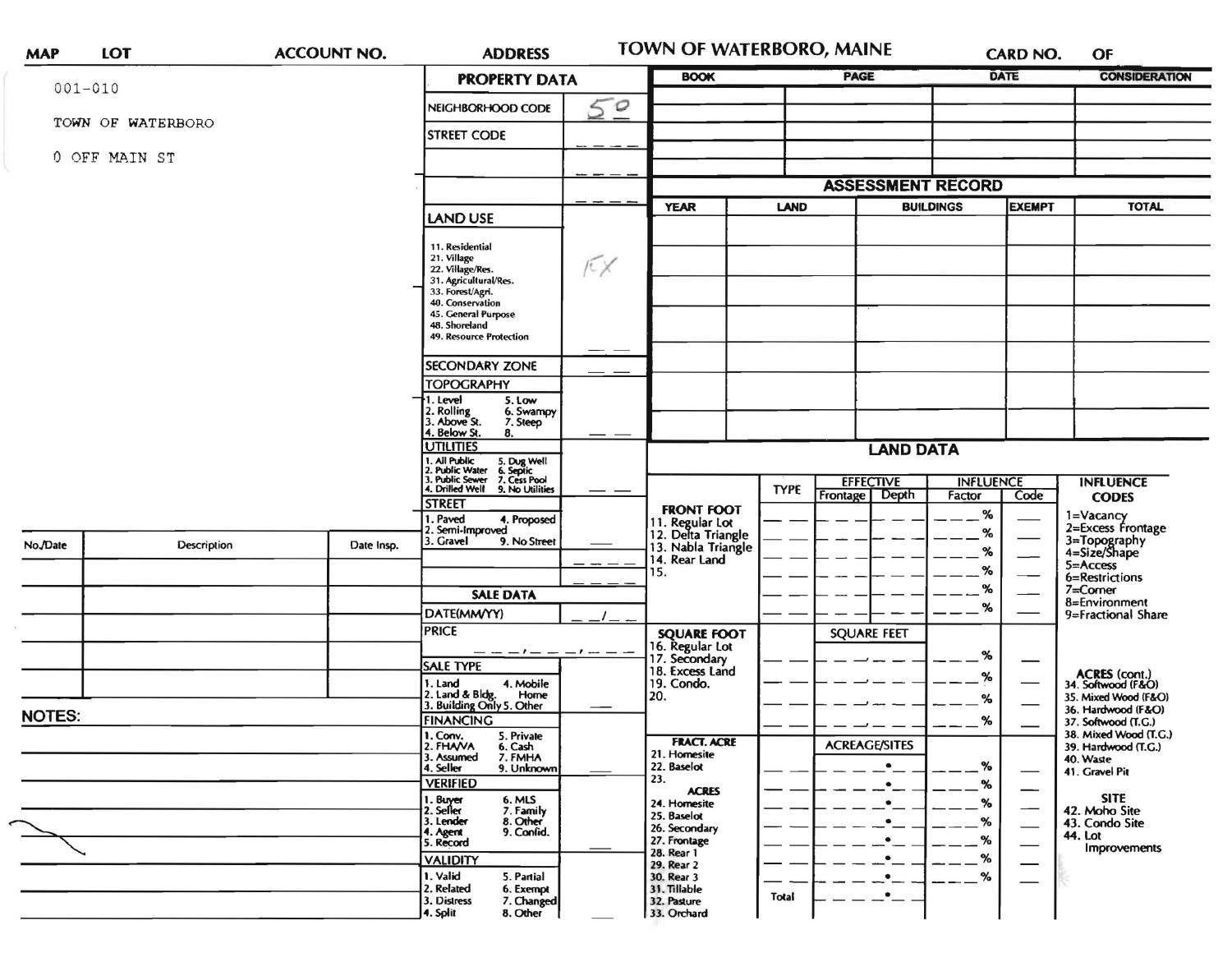| MAP | LOT | ACCOUNT NO. | ADDRESS | TOWN OF WATERBORO, MAINE | CARD NO. | OF |
|---|---|---|---|---|---|---|

001-010

TOWN OF WATERBORO

0 OFF MAIN ST

## PROPERTY DATA

| | |
|---|---|
| NEIGHBORHOOD CODE | 50 |
| STREET CODE | |

### LAND USE

11. Residential
21. Village
22. Village/Res.
31. Agricultural/Res.
33. Forest/Agri.
40. Conservation
45. General Purpose
48. Shoreland
49. Resource Protection

EX

### SECONDARY ZONE

### TOPOGRAPHY

1. Level
2. Rolling
3. Above St.
4. Below St.
5. Low
6. Swampy
7. Steep
8.

### UTILITIES

1. All Public
2. Public Water
3. Public Sewer
4. Drilled Well
5. Dug Well
6. Septic
7. Cess Pool
9. No Utilities

### STREET

1. Paved
2. Semi-Improved
3. Gravel
4. Proposed
9. No Street

### SALE DATA

DATE(MM/YY)

PRICE

### SALE TYPE

1. Land
2. Land & Bldg.
3. Building Only
4. Mobile Home
5. Other

### FINANCING

1. Conv.
2. FHA/VA
3. Assumed
4. Seller
5. Private
6. Cash
7. FMHA
9. Unknown

### VERIFIED

1. Buyer
2. Seller
3. Lender
4. Agent
5. Record
6. MLS
7. Family
8. Other
9. Confid.

### VALIDITY

1. Valid
2. Related
3. Distress
4. Split
5. Partial
6. Exempt
7. Changed
8. Other

| BOOK | PAGE | DATE | CONSIDERATION |
|---|---|---|---|
| | | | |
| | | | |
| | | | |
| | | | |

## ASSESSMENT RECORD

| YEAR | LAND | BUILDINGS | EXEMPT | TOTAL |
|---|---|---|---|---|
| | | | | |
| | | | | |
| | | | | |
| | | | | |
| | | | | |
| | | | | |

## LAND DATA

| | TYPE | EFFECTIVE Frontage | EFFECTIVE Depth | INFLUENCE Factor | INFLUENCE Code |
|---|---|---|---|---|---|
| **FRONT FOOT** | | | | % | |
| 11. Regular Lot | | | | % | |
| 12. Delta Triangle | | | | % | |
| 13. Nabla Triangle | | | | % | |
| 14. Rear Land | | | | % | |
| 15. | | | | % | |
| **SQUARE FOOT** | | SQUARE FEET | | | |
| 16. Regular Lot | | | | % | |
| 17. Secondary | | | | % | |
| 18. Excess Land | | | | % | |
| 19. Condo. | | | | % | |
| 20. | | | | | |
| **FRACT. ACRE** | | ACREAGE/SITES | | | |
| 21. Homesite | | | | % | |
| 22. Baselot | | | | % | |
| 23. | | | | % | |
| **ACRES** | | | | | |
| 24. Homesite | | | | % | |
| 25. Baselot | | | | % | |
| 26. Secondary | | | | % | |
| 27. Frontage | | | | % | |
| 28. Rear 1 | | | | % | |
| 29. Rear 2 | | | | | |
| 30. Rear 3 | | | | | |
| 31. Tillable | Total | | | | |
| 32. Pasture | | | | | |
| 33. Orchard | | | | | |

**INFLUENCE CODES**

1=Vacancy
2=Excess Frontage
3=Topography
4=Size/Shape
5=Access
6=Restrictions
7=Corner
8=Environment
9=Fractional Share

**ACRES (cont.)**

34. Softwood (F&O)
35. Mixed Wood (F&O)
36. Hardwood (F&O)
37. Softwood (T.G.)
38. Mixed Wood (T.G.)
39. Hardwood (T.G.)
40. Waste
41. Gravel Pit

**SITE**

42. Moho Site
43. Condo Site
44. Lot Improvements

| No./Date | Description | Date Insp. |
|---|---|---|
| | | |
| | | |
| | | |
| | | |
| | | |
| | | |

**NOTES:**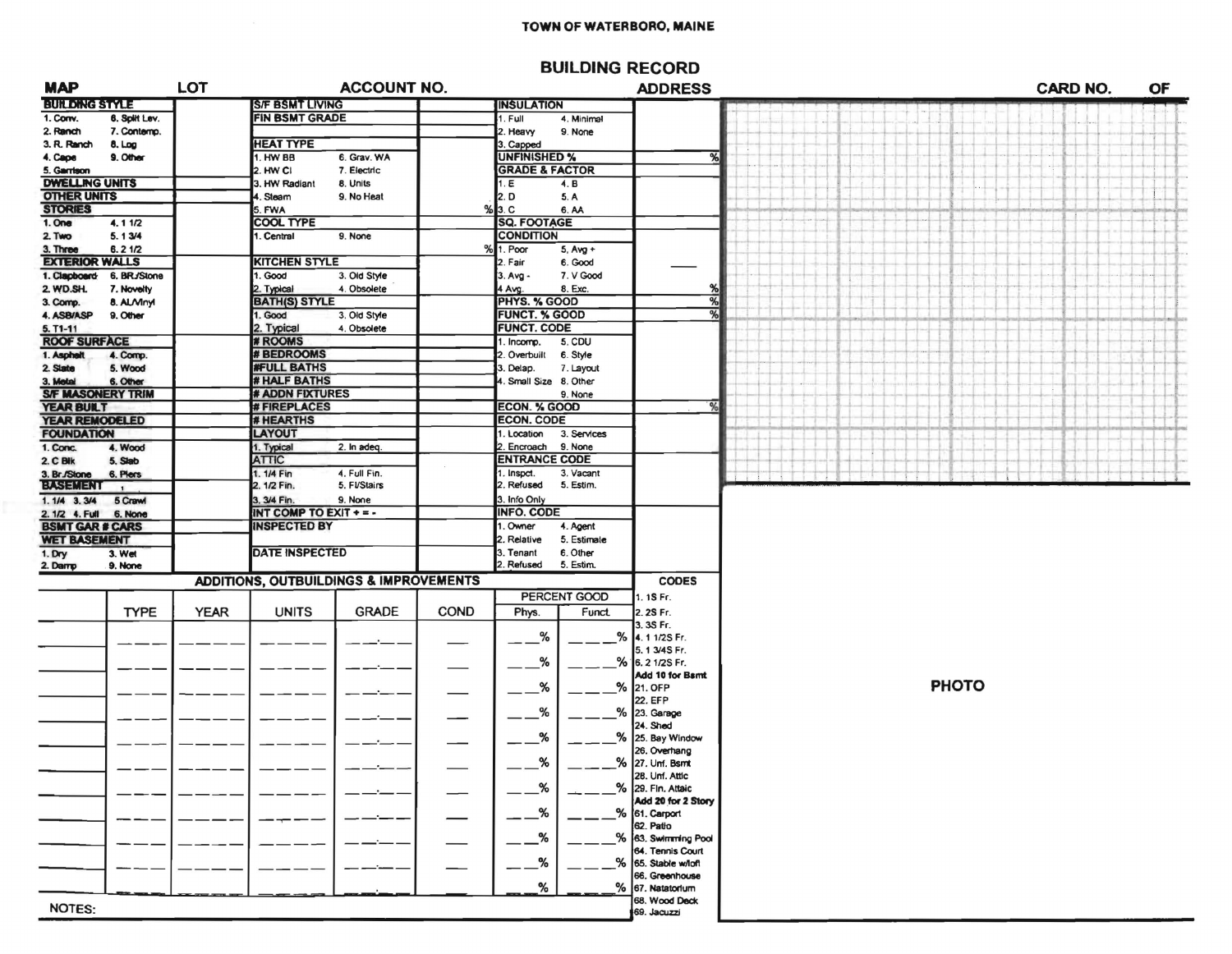**TOWN OF WATERBORO, MAINE**

# BUILDING RECORD

MAP LOT ACCOUNT NO. ADDRESS CARD NO. OF

**BUILDING STYLE**
1. Conv. 6. Split Lev.
2. Ranch 7. Contemp.
3. R. Ranch 8. Log
4. Cape 9. Other
5. Garrison

**DWELLING UNITS**

**OTHER UNITS**

**STORIES**
1. One 4. 1 1/2
2. Two 5. 1 3/4
3. Three 6. 2 1/2

**EXTERIOR WALLS**
1. Clapboard 6. BR./Stone
2. WD.SH. 7. Novelty
3. Comp. 8. AL/Vinyl
4. ASB/ASP 9. Other
5. T1-11

**ROOF SURFACE**
1. Asphalt 4. Comp.
2. Slate 5. Wood
3. Metal 6. Other

**S/F MASONERY TRIM**

**YEAR BUILT**

**YEAR REMODELED**

**FOUNDATION**
1. Conc. 4. Wood
2. C Blk 5. Slab
3. Br./Stone 6. Piers

**BASEMENT**
1. 1/4 3. 3/4 5 Crawl
2. 1/2 4. Full 6. None

**BSMT GAR # CARS**

**WET BASEMENT**
1. Dry 3. Wet
2. Damp 9. None

**S/F BSMT LIVING**

**FIN BSMT GRADE**

**HEAT TYPE**
1. HW BB 6. Grav. WA
2. HW CI 7. Electric
3. HW Radiant 8. Units
4. Steam 9. No Heat
5. FWA %

**COOL TYPE**
1. Central 9. None %

**KITCHEN STYLE**
1. Good 3. Old Style
2. Typical 4. Obsolete

**BATH(S) STYLE**
1. Good 3. Old Style
2. Typical 4. Obsolete

**# ROOMS**

**# BEDROOMS**

**#FULL BATHS**

**# HALF BATHS**

**# ADDN FIXTURES**

**# FIREPLACES**

**# HEARTHS**

**LAYOUT**
1. Typical 2. In adeq.

**ATTIC**
1. 1/4 Fin 4. Full Fin.
2. 1/2 Fin. 5. Fl/Stairs
3. 3/4 Fin. 9. None

**INT COMP TO EXIT + = -**

**INSPECTED BY**

**DATE INSPECTED**

**INSULATION**
1. Full 4. Minimal
2. Heavy 9. None
3. Capped

**UNFINISHED %** %

**GRADE & FACTOR**
1. E 4. B
2. D 5. A
3. C 6. AA

**SQ. FOOTAGE**

**CONDITION**
1. Poor 5. Avg +
2. Fair 6. Good
3. Avg - 7. V Good
4 Avg. 8. Exc. %

**PHYS. % GOOD** %

**FUNCT. % GOOD** %

**FUNCT. CODE**
1. Incomp. 5. CDU
2. Overbuilt 6. Style
3. Delap. 7. Layout
4. Small Size 8. Other
9. None

**ECON. % GOOD** %

**ECON. CODE**
1. Location 3. Services
2. Encroach 9. None

**ENTRANCE CODE**
1. Inspct. 3. Vacant
2. Refused 5. Estim.
3. Info Only

**INFO. CODE**
1. Owner 4. Agent
2. Relative 5. Estimate
3. Tenant 6. Other
2. Refused 5. Estim.

## ADDITIONS, OUTBUILDINGS & IMPROVEMENTS

| | TYPE | YEAR | UNITS | GRADE | COND | PERCENT GOOD Phys. | PERCENT GOOD Funct. |
|---|---|---|---|---|---|---|---|
| | | | | | | % | % |
| | | | | | | % | % |
| | | | | | | % | % |
| | | | | | | % | % |
| | | | | | | % | % |
| | | | | | | % | % |
| | | | | | | % | % |
| | | | | | | % | % |
| | | | | | | % | % |
| | | | | | | % | % |
| | | | | | | % | % |

NOTES:

**CODES**
1. 1S Fr.
2. 2S Fr.
3. 3S Fr.
4. 1 1/2S Fr.
5. 1 3/4S Fr.
6. 2 1/2S Fr.

**Add 10 for Bsmt**
21. OFP
22. EFP
23. Garage
24. Shed
25. Bay Window
26. Overhang
27. Unf. Bsmt
28. Unf. Attic
29. Fin. Attaic

**Add 20 for 2 Story**
61. Carport
62. Patio
63. Swimming Pool
64. Tennis Court
65. Stable w/loft
66. Greenhouse
67. Natatorium
68. Wood Deck
69. Jacuzzi

PHOTO